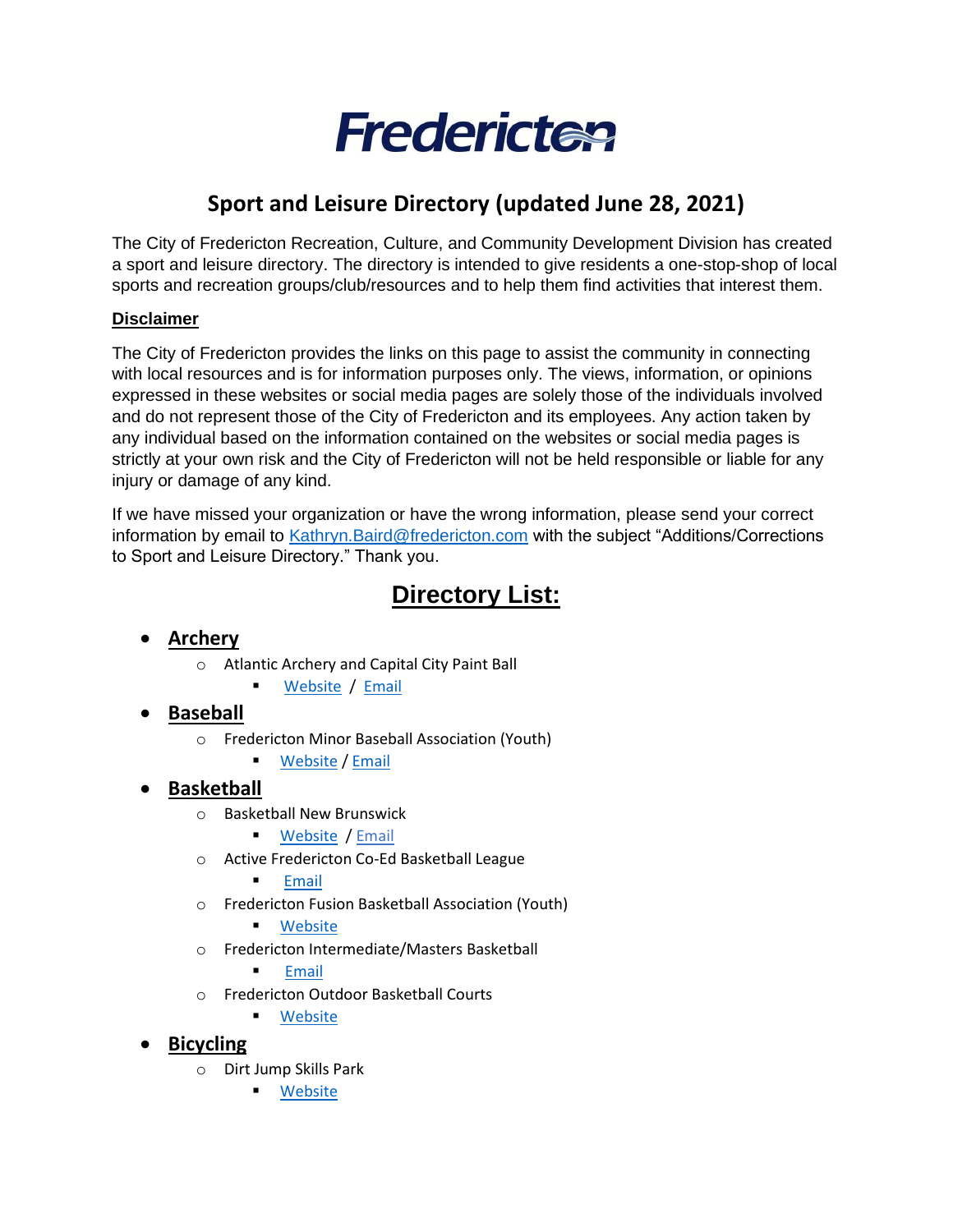# Fredericton

## Sport and Leisure Directory (updated June 28, 2021)

The City of Fredericton Recreation, Culture, and Community Development Division has created a sport and leisure directory. The directory is intended to give residents a one-stop-shop of local sports and recreation groups/club/resources and to help them find activities that interest them.

**Disclaimer**

The City of Fredericton provides the links on this page to assist the community in connecting with local resources and is for information purposes only. The views, information, or opinions expressed in these websites or social media pages are solely those of the individuals involved and do not represent those of the City of Fredericton and its employees. Any action taken by any individual based on the information contained on the websites or social media pages is strictly at your own risk and the City of Fredericton will not be held responsible or liable for any injury or damage of any kind.

If we have missed your organization or have the wrong information, please send your correct information by email to Kathryn.Baird@fredericton.com with the subject "Additions/Corrections to Sport and Leisure Directory." Thank you.

## Directory List:

- **Archery**
  - Atlantic Archery and Capital City Paint Ball
    - Website / Email
- **Baseball**
  - Fredericton Minor Baseball Association (Youth)
    - Website / Email
- **Basketball**
  - Basketball New Brunswick
    - Website / Email
  - Active Fredericton Co-Ed Basketball League
    - Email
  - Fredericton Fusion Basketball Association (Youth)
    - Website
  - Fredericton Intermediate/Masters Basketball
    - Email
  - Fredericton Outdoor Basketball Courts
    - Website
- **Bicycling**
  - Dirt Jump Skills Park
    - Website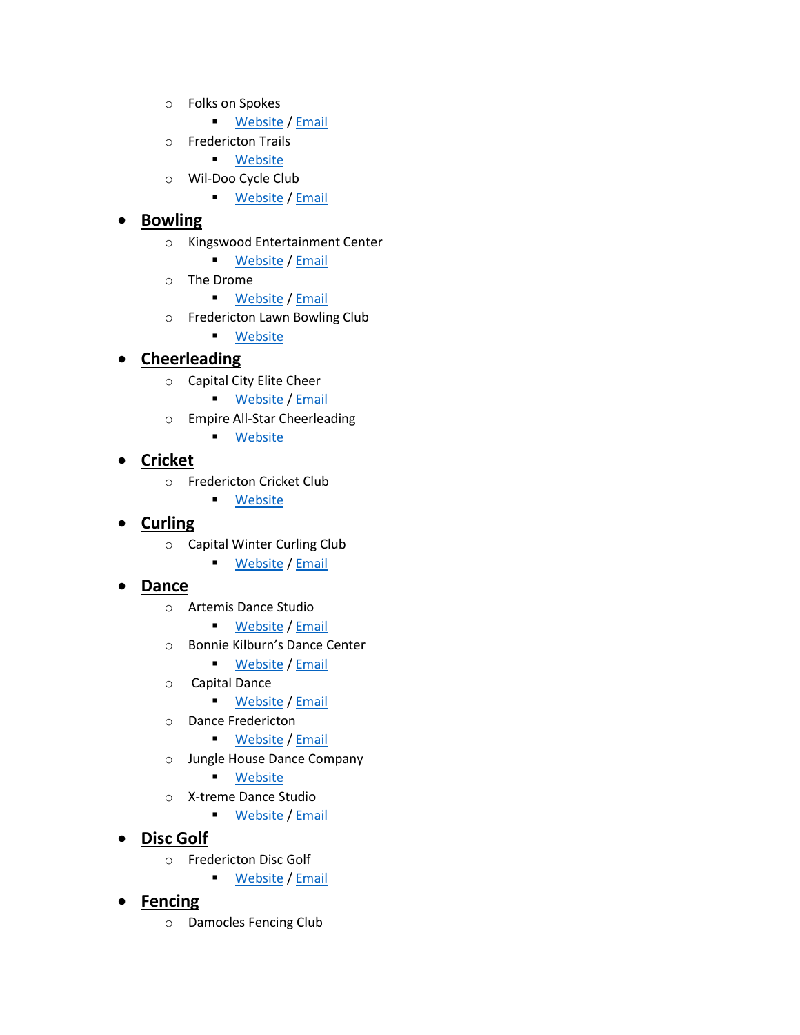- Folks on Spokes
  - Website / Email
- Fredericton Trails
  - Website
- Wil-Doo Cycle Club
  - Website / Email

- **Bowling**
  - Kingswood Entertainment Center
    - Website / Email
  - The Drome
    - Website / Email
  - Fredericton Lawn Bowling Club
    - Website
- **Cheerleading**
  - Capital City Elite Cheer
    - Website / Email
  - Empire All-Star Cheerleading
    - Website
- **Cricket**
  - Fredericton Cricket Club
    - Website
- **Curling**
  - Capital Winter Curling Club
    - Website / Email
- **Dance**
  - Artemis Dance Studio
    - Website / Email
  - Bonnie Kilburn's Dance Center
    - Website / Email
  - Capital Dance
    - Website / Email
  - Dance Fredericton
    - Website / Email
  - Jungle House Dance Company
    - Website
  - X-treme Dance Studio
    - Website / Email
- **Disc Golf**
  - Fredericton Disc Golf
    - Website / Email
- **Fencing**
  - Damocles Fencing Club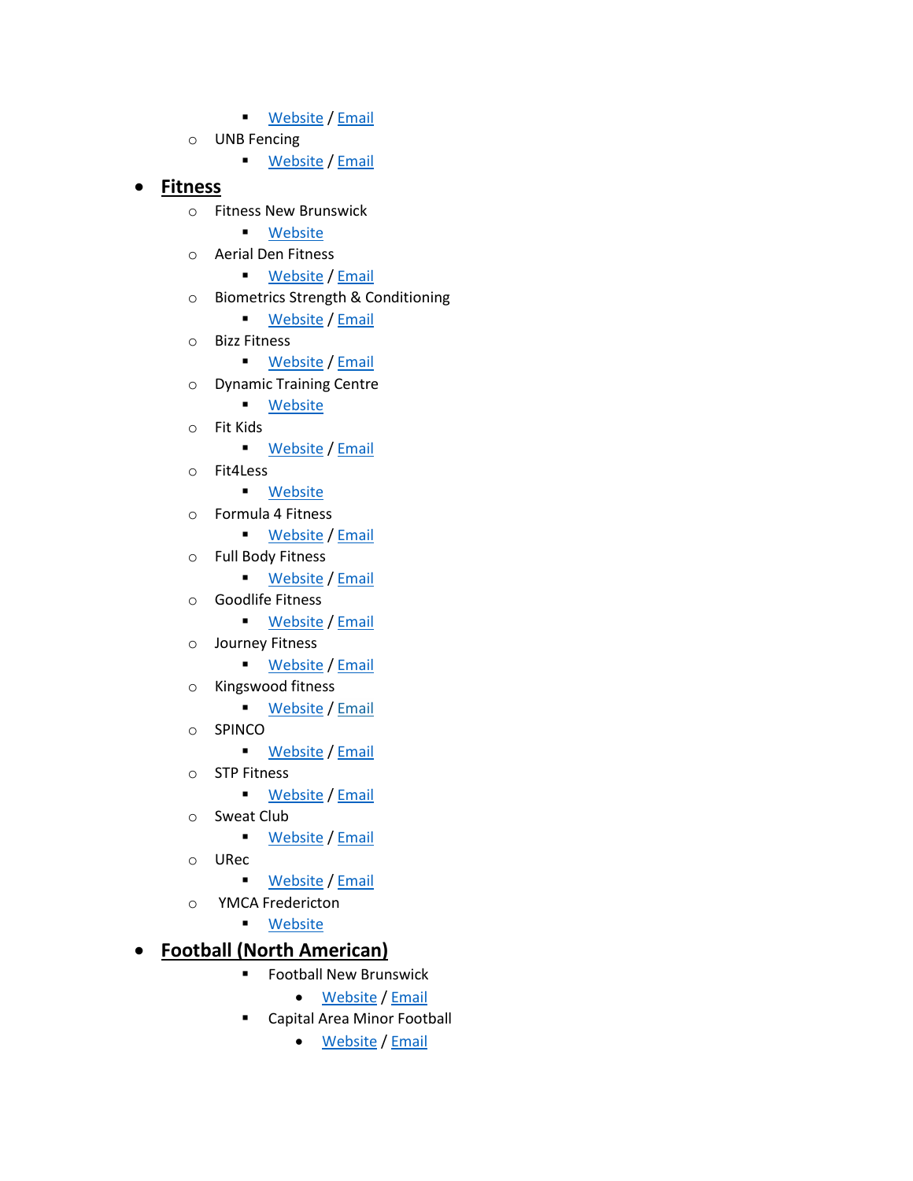- Website / Email
    - UNB Fencing
        - Website / Email

- **Fitness**
    - Fitness New Brunswick
        - Website
    - Aerial Den Fitness
        - Website / Email
    - Biometrics Strength & Conditioning
        - Website / Email
    - Bizz Fitness
        - Website / Email
    - Dynamic Training Centre
        - Website
    - Fit Kids
        - Website / Email
    - Fit4Less
        - Website
    - Formula 4 Fitness
        - Website / Email
    - Full Body Fitness
        - Website / Email
    - Goodlife Fitness
        - Website / Email
    - Journey Fitness
        - Website / Email
    - Kingswood fitness
        - Website / Email
    - SPINCO
        - Website / Email
    - STP Fitness
        - Website / Email
    - Sweat Club
        - Website / Email
    - URec
        - Website / Email
    - YMCA Fredericton
        - Website

- **Football (North American)**
        - Football New Brunswick
            - Website / Email
        - Capital Area Minor Football
            - Website / Email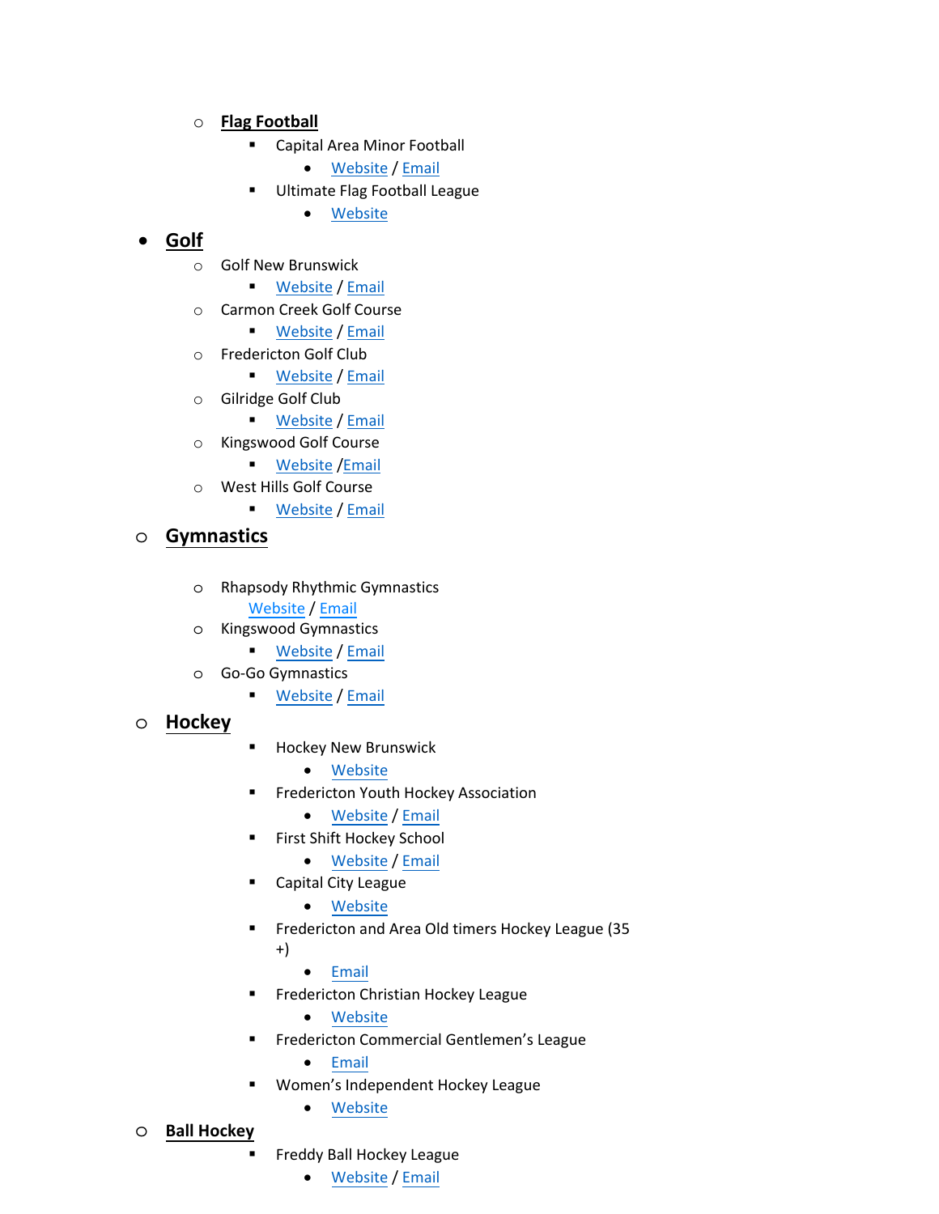- **Flag Football**
  - Capital Area Minor Football
    - Website / Email
  - Ultimate Flag Football League
    - Website

- **Golf**
  - Golf New Brunswick
    - Website / Email
  - Carmon Creek Golf Course
    - Website / Email
  - Fredericton Golf Club
    - Website / Email
  - Gilridge Golf Club
    - Website / Email
  - Kingswood Golf Course
    - Website /Email
  - West Hills Golf Course
    - Website / Email

- **Gymnastics**
  - Rhapsody Rhythmic Gymnastics
    Website / Email
  - Kingswood Gymnastics
    - Website / Email
  - Go-Go Gymnastics
    - Website / Email

- **Hockey**
  - Hockey New Brunswick
    - Website
  - Fredericton Youth Hockey Association
    - Website / Email
  - First Shift Hockey School
    - Website / Email
  - Capital City League
    - Website
  - Fredericton and Area Old timers Hockey League (35 +)
    - Email
  - Fredericton Christian Hockey League
    - Website
  - Fredericton Commercial Gentlemen's League
    - Email
  - Women's Independent Hockey League
    - Website

- **Ball Hockey**
  - Freddy Ball Hockey League
    - Website / Email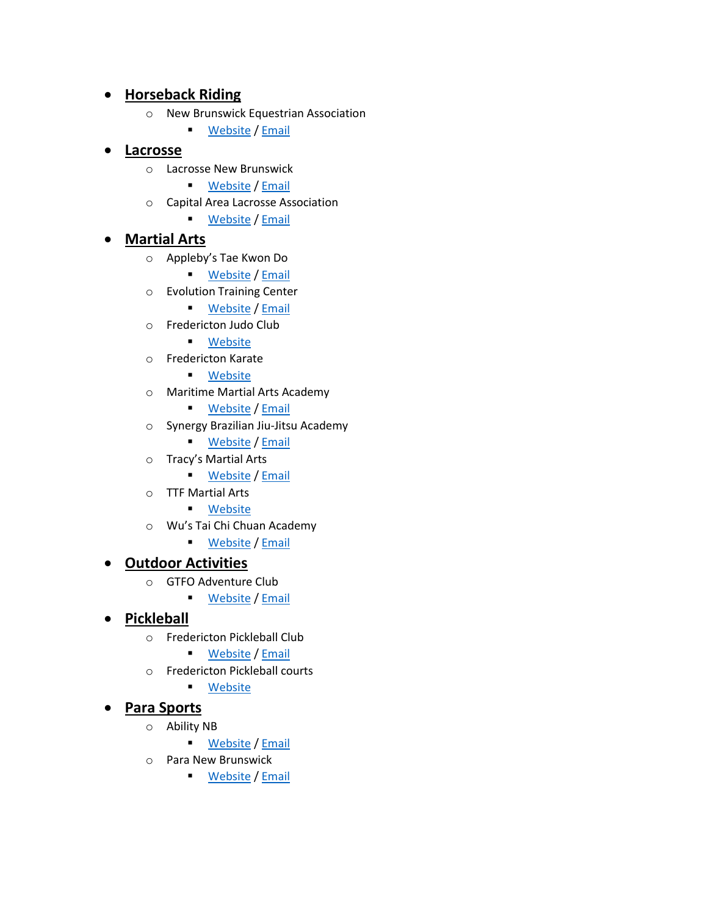- **Horseback Riding**
  - New Brunswick Equestrian Association
    - Website / Email
- **Lacrosse**
  - Lacrosse New Brunswick
    - Website / Email
  - Capital Area Lacrosse Association
    - Website / Email
- **Martial Arts**
  - Appleby's Tae Kwon Do
    - Website / Email
  - Evolution Training Center
    - Website / Email
  - Fredericton Judo Club
    - Website
  - Fredericton Karate
    - Website
  - Maritime Martial Arts Academy
    - Website / Email
  - Synergy Brazilian Jiu-Jitsu Academy
    - Website / Email
  - Tracy's Martial Arts
    - Website / Email
  - TTF Martial Arts
    - Website
  - Wu's Tai Chi Chuan Academy
    - Website / Email
- **Outdoor Activities**
  - GTFO Adventure Club
    - Website / Email
- **Pickleball**
  - Fredericton Pickleball Club
    - Website / Email
  - Fredericton Pickleball courts
    - Website
- **Para Sports**
  - Ability NB
    - Website / Email
  - Para New Brunswick
    - Website / Email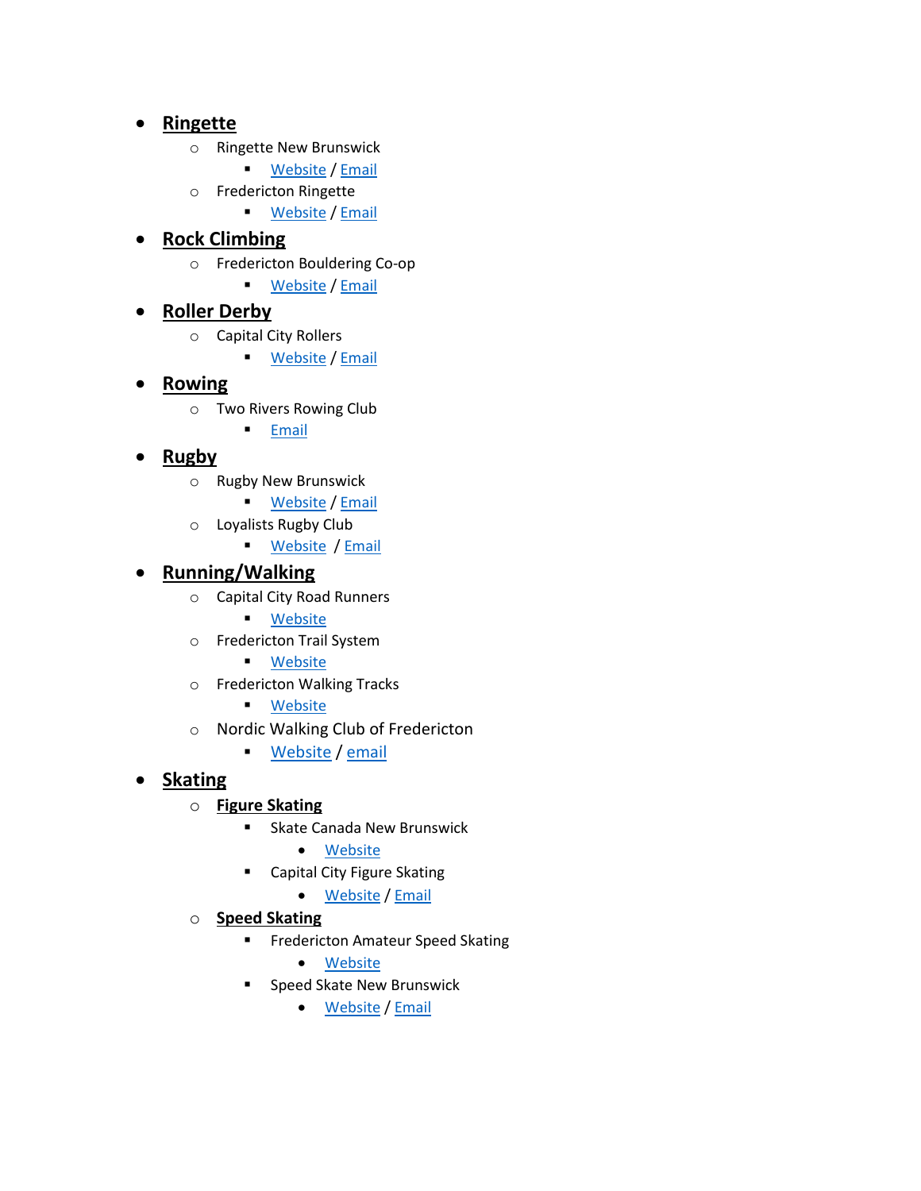- **Ringette**
  - Ringette New Brunswick
    - Website / Email
  - Fredericton Ringette
    - Website / Email
- **Rock Climbing**
  - Fredericton Bouldering Co-op
    - Website / Email
- **Roller Derby**
  - Capital City Rollers
    - Website / Email
- **Rowing**
  - Two Rivers Rowing Club
    - Email
- **Rugby**
  - Rugby New Brunswick
    - Website / Email
  - Loyalists Rugby Club
    - Website / Email
- **Running/Walking**
  - Capital City Road Runners
    - Website
  - Fredericton Trail System
    - Website
  - Fredericton Walking Tracks
    - Website
  - Nordic Walking Club of Fredericton
    - Website / email
- **Skating**
  - **Figure Skating**
    - Skate Canada New Brunswick
      - Website
    - Capital City Figure Skating
      - Website / Email
  - **Speed Skating**
    - Fredericton Amateur Speed Skating
      - Website
    - Speed Skate New Brunswick
      - Website / Email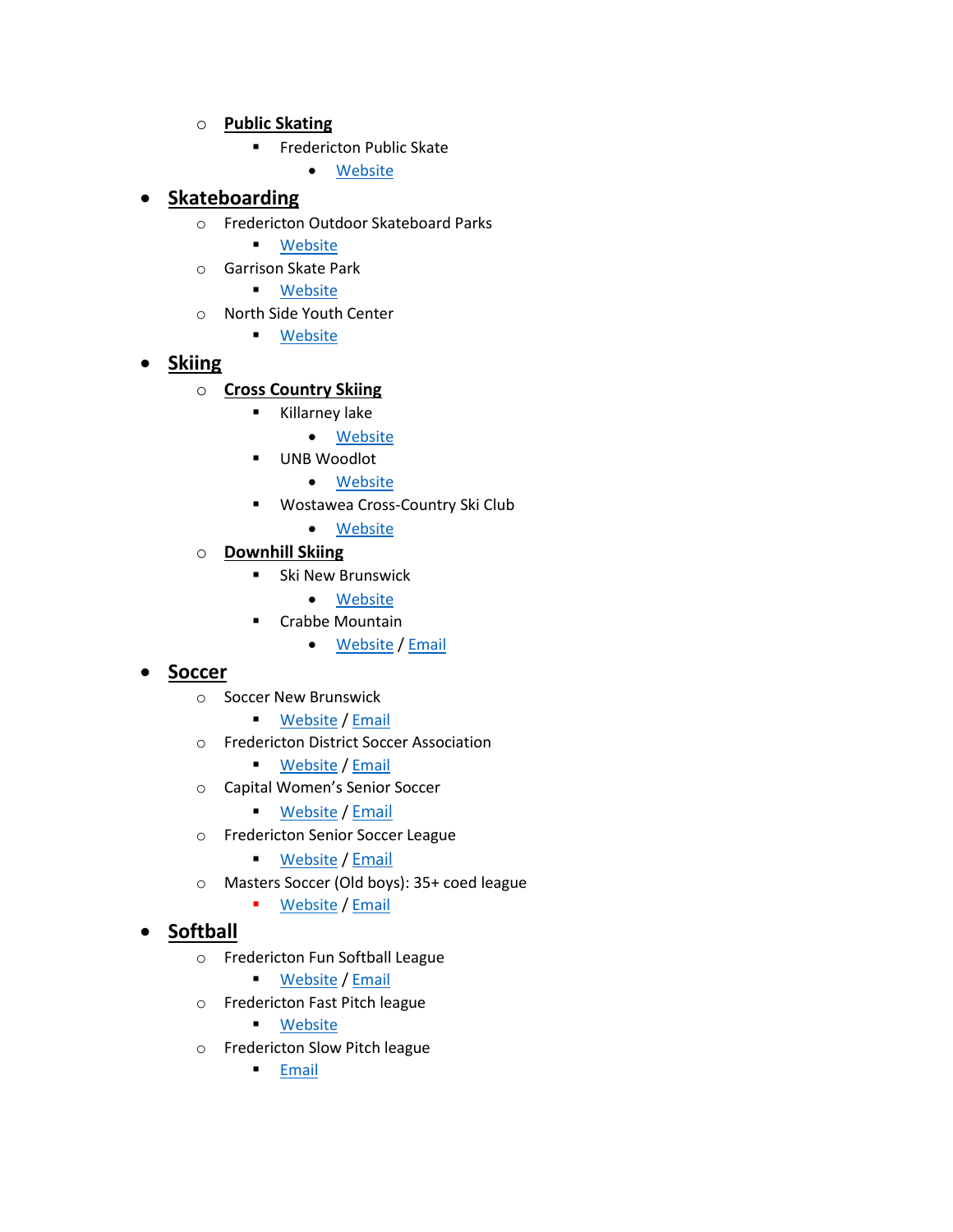- **Public Skating**
    - Fredericton Public Skate
      - Website

- **Skateboarding**
  - Fredericton Outdoor Skateboard Parks
    - Website
  - Garrison Skate Park
    - Website
  - North Side Youth Center
    - Website

- **Skiing**
  - **Cross Country Skiing**
    - Killarney lake
      - Website
    - UNB Woodlot
      - Website
    - Wostawea Cross-Country Ski Club
      - Website
  - **Downhill Skiing**
    - Ski New Brunswick
      - Website
    - Crabbe Mountain
      - Website / Email

- **Soccer**
  - Soccer New Brunswick
    - Website / Email
  - Fredericton District Soccer Association
    - Website / Email
  - Capital Women's Senior Soccer
    - Website / Email
  - Fredericton Senior Soccer League
    - Website / Email
  - Masters Soccer (Old boys): 35+ coed league
    - Website / Email

- **Softball**
  - Fredericton Fun Softball League
    - Website / Email
  - Fredericton Fast Pitch league
    - Website
  - Fredericton Slow Pitch league
    - Email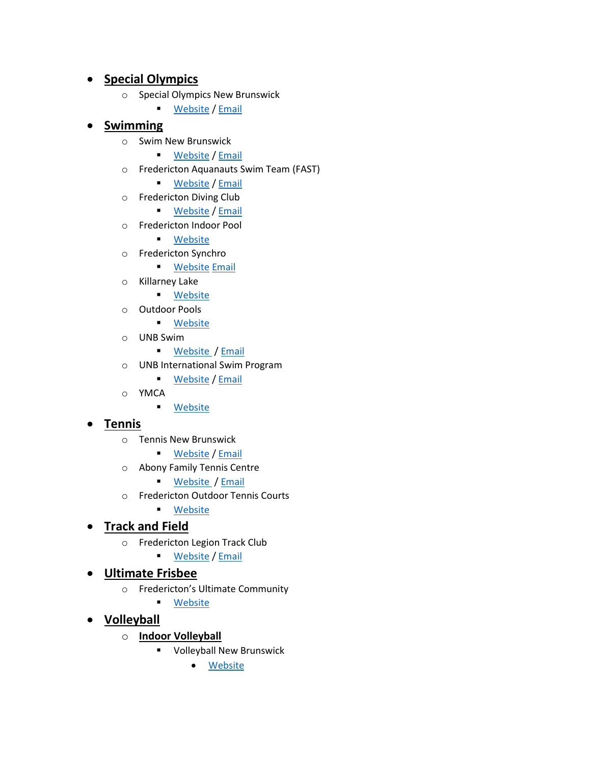- **Special Olympics**
  - Special Olympics New Brunswick
    - Website / Email
- **Swimming**
  - Swim New Brunswick
    - Website / Email
  - Fredericton Aquanauts Swim Team (FAST)
    - Website / Email
  - Fredericton Diving Club
    - Website / Email
  - Fredericton Indoor Pool
    - Website
  - Fredericton Synchro
    - Website Email
  - Killarney Lake
    - Website
  - Outdoor Pools
    - Website
  - UNB Swim
    - Website / Email
  - UNB International Swim Program
    - Website / Email
  - YMCA
    - Website
- **Tennis**
  - Tennis New Brunswick
    - Website / Email
  - Abony Family Tennis Centre
    - Website / Email
  - Fredericton Outdoor Tennis Courts
    - Website
- **Track and Field**
  - Fredericton Legion Track Club
    - Website / Email
- **Ultimate Frisbee**
  - Fredericton's Ultimate Community
    - Website
- **Volleyball**
  - **Indoor Volleyball**
    - Volleyball New Brunswick
      - Website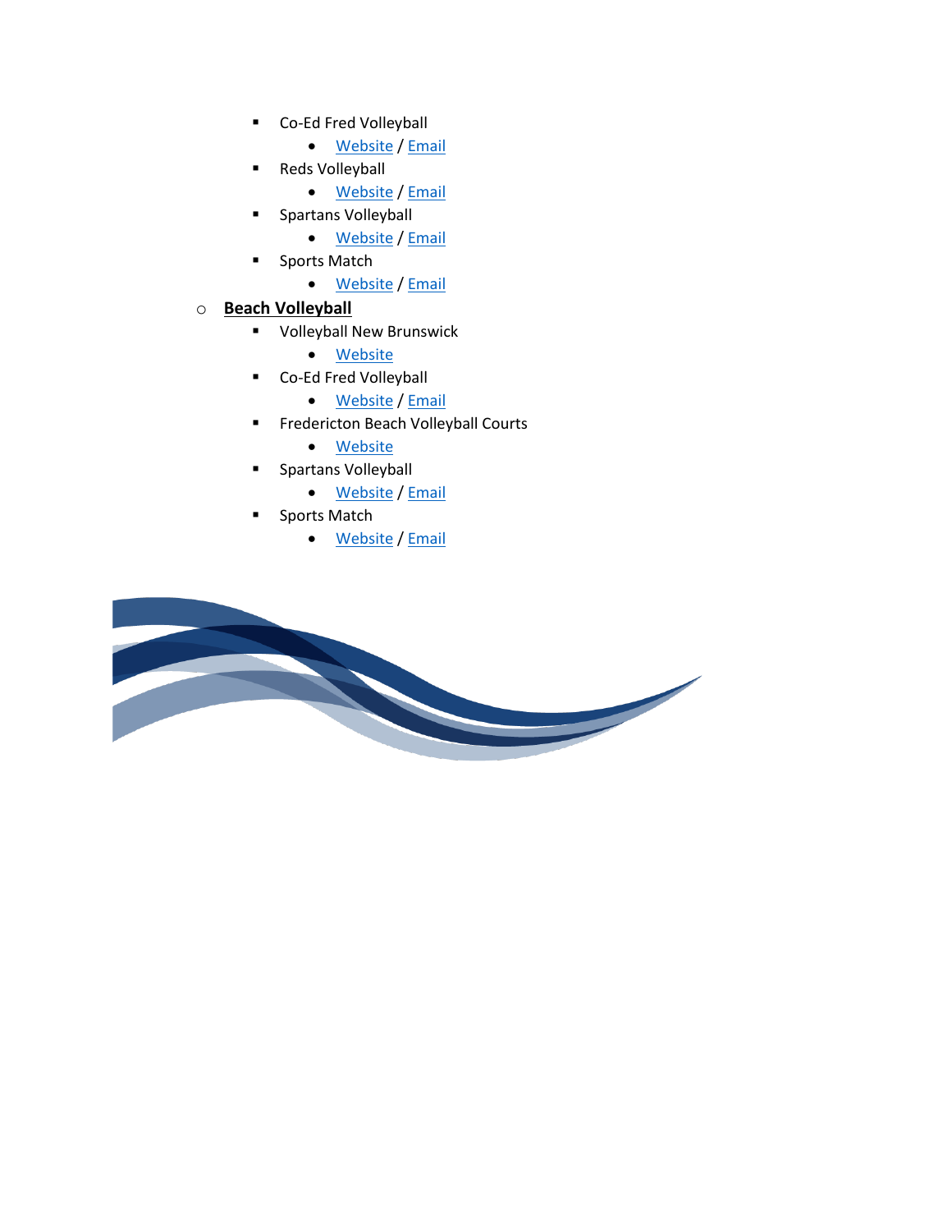- Co-Ed Fred Volleyball
  - Website / Email
- Reds Volleyball
  - Website / Email
- Spartans Volleyball
  - Website / Email
- Sports Match
  - Website / Email

- **Beach Volleyball**
  - Volleyball New Brunswick
    - Website
  - Co-Ed Fred Volleyball
    - Website / Email
  - Fredericton Beach Volleyball Courts
    - Website
  - Spartans Volleyball
    - Website / Email
  - Sports Match
    - Website / Email